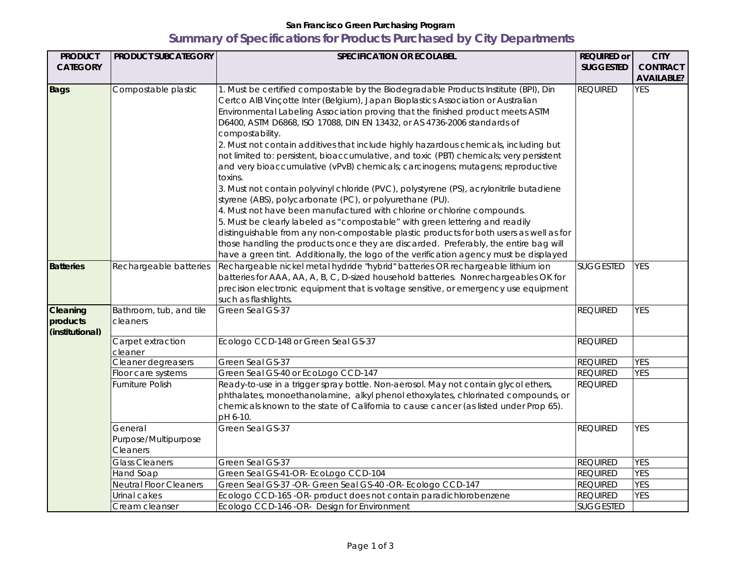San Francisco Green Purchasing Program

## Summary of Specifications for Products Purchased by City Departments

| PRODUCT CATEGORY | PRODUCT SUBCATEGORY | SPECIFICATION OR ECOLABEL | REQUIRED or SUGGESTED | CITY CONTRACT AVAILABLE? |
|---|---|---|---|---|
| **Bags** | Compostable plastic | 1. Must be certified compostable by the Biodegradable Products Institute (BPI), Din Certco AIB Vinçotte Inter (Belgium), Japan Bioplastics Association or Australian Environmental Labeling Association proving that the finished product meets ASTM D6400, ASTM D6868, ISO 17088, DIN EN 13432, or AS 4736-2006 standards of compostability.<br>2. Must not contain additives that include highly hazardous chemicals, including but not limited to: persistent, bioaccumulative, and toxic (PBT) chemicals; very persistent and very bioaccumulative (vPvB) chemicals; carcinogens; mutagens; reproductive toxins.<br>3. Must not contain polyvinyl chloride (PVC), polystyrene (PS), acrylonitrile butadiene styrene (ABS), polycarbonate (PC), or polyurethane (PU).<br>4. Must not have been manufactured with chlorine or chlorine compounds.<br>5. Must be clearly labeled as "compostable" with green lettering and readily distinguishable from any non-compostable plastic products for both users as well as for those handling the products once they are discarded. Preferably, the entire bag will have a green tint. Additionally, the logo of the verification agency must be displayed | REQUIRED | YES |
| **Batteries** | Rechargeable batteries | Rechargeable nickel metal hydride "hybrid" batteries OR rechargeable lithium ion batteries for AAA, AA, A, B, C, D-sized household batteries. Nonrechargeables OK for precision electronic equipment that is voltage sensitive, or emergency use equipment such as flashlights. | SUGGESTED | YES |
| **Cleaning products (institutional)** | Bathroom, tub, and tile cleaners | Green Seal GS-37 | REQUIRED | YES |
| | Carpet extraction cleaner | Ecologo CCD-148 or Green Seal GS-37 | REQUIRED | |
| | Cleaner degreasers | Green Seal GS-37 | REQUIRED | YES |
| | Floor care systems | Green Seal GS-40 or EcoLogo CCD-147 | REQUIRED | YES |
| | Furniture Polish | Ready-to-use in a trigger spray bottle. Non-aerosol. May not contain glycol ethers, phthalates, monoethanolamine, alkyl phenol ethoxylates, chlorinated compounds, or chemicals known to the state of California to cause cancer (as listed under Prop 65). pH 6-10. | REQUIRED | |
| | General Purpose/Multipurpose Cleaners | Green Seal GS-37 | REQUIRED | YES |
| | Glass Cleaners | Green Seal GS-37 | REQUIRED | YES |
| | Hand Soap | Green Seal GS-41-OR- EcoLogo CCD-104 | REQUIRED | YES |
| | Neutral Floor Cleaners | Green Seal GS-37 -OR- Green Seal GS-40 -OR- Ecologo CCD-147 | REQUIRED | YES |
| | Urinal cakes | Ecologo CCD-165 -OR- product does not contain paradichlorobenzene | REQUIRED | YES |
| | Cream cleanser | Ecologo CCD-146 -OR- Design for Environment | SUGGESTED | |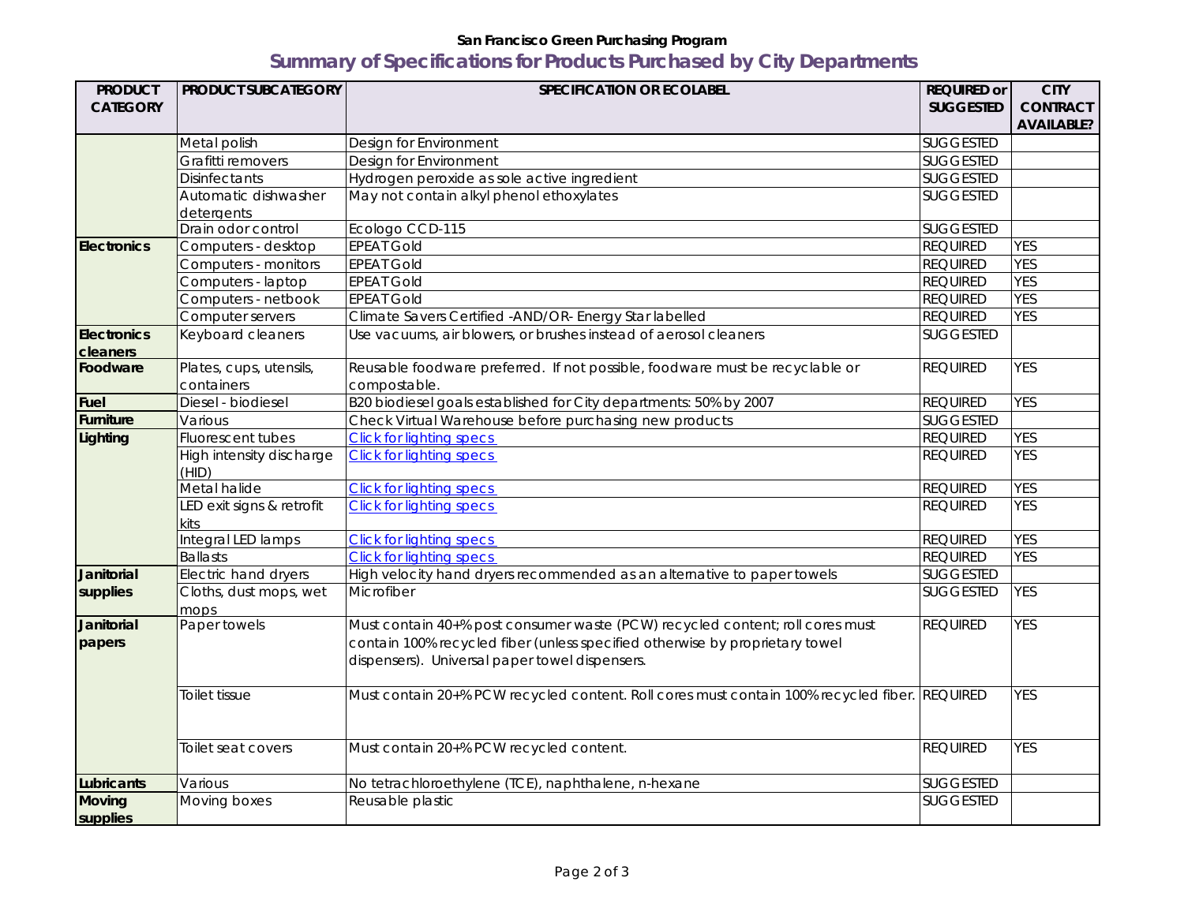San Francisco Green Purchasing Program

## Summary of Specifications for Products Purchased by City Departments

| PRODUCT CATEGORY | PRODUCT SUBCATEGORY | SPECIFICATION OR ECOLABEL | REQUIRED or SUGGESTED | CITY CONTRACT AVAILABLE? |
|---|---|---|---|---|
| | Metal polish | Design for Environment | SUGGESTED | |
| | Grafitti removers | Design for Environment | SUGGESTED | |
| | Disinfectants | Hydrogen peroxide as sole active ingredient | SUGGESTED | |
| | Automatic dishwasher detergents | May not contain alkyl phenol ethoxylates | SUGGESTED | |
| | Drain odor control | Ecologo CCD-115 | SUGGESTED | |
| **Electronics** | Computers - desktop | EPEAT Gold | REQUIRED | YES |
| | Computers - monitors | EPEAT Gold | REQUIRED | YES |
| | Computers - laptop | EPEAT Gold | REQUIRED | YES |
| | Computers - netbook | EPEAT Gold | REQUIRED | YES |
| | Computer servers | Climate Savers Certified -AND/OR- Energy Star labelled | REQUIRED | YES |
| **Electronics cleaners** | Keyboard cleaners | Use vacuums, air blowers, or brushes instead of aerosol cleaners | SUGGESTED | |
| **Foodware** | Plates, cups, utensils, containers | Reusable foodware preferred. If not possible, foodware must be recyclable or compostable. | REQUIRED | YES |
| **Fuel** | Diesel - biodiesel | B20 biodiesel goals established for City departments: 50% by 2007 | REQUIRED | YES |
| **Furniture** | Various | Check Virtual Warehouse before purchasing new products | SUGGESTED | |
| **Lighting** | Fluorescent tubes | Click for lighting specs | REQUIRED | YES |
| | High intensity discharge (HID) | Click for lighting specs | REQUIRED | YES |
| | Metal halide | Click for lighting specs | REQUIRED | YES |
| | LED exit signs & retrofit kits | Click for lighting specs | REQUIRED | YES |
| | Integral LED lamps | Click for lighting specs | REQUIRED | YES |
| | Ballasts | Click for lighting specs | REQUIRED | YES |
| **Janitorial supplies** | Electric hand dryers | High velocity hand dryers recommended as an alternative to paper towels | SUGGESTED | |
| | Cloths, dust mops, wet mops | Microfiber | SUGGESTED | YES |
| **Janitorial papers** | Paper towels | Must contain 40+% post consumer waste (PCW) recycled content; roll cores must contain 100% recycled fiber (unless specified otherwise by proprietary towel dispensers). Universal paper towel dispensers. | REQUIRED | YES |
| | Toilet tissue | Must contain 20+% PCW recycled content. Roll cores must contain 100% recycled fiber. | REQUIRED | YES |
| | Toilet seat covers | Must contain 20+% PCW recycled content. | REQUIRED | YES |
| **Lubricants** | Various | No tetrachloroethylene (TCE), naphthalene, n-hexane | SUGGESTED | |
| **Moving supplies** | Moving boxes | Reusable plastic | SUGGESTED | |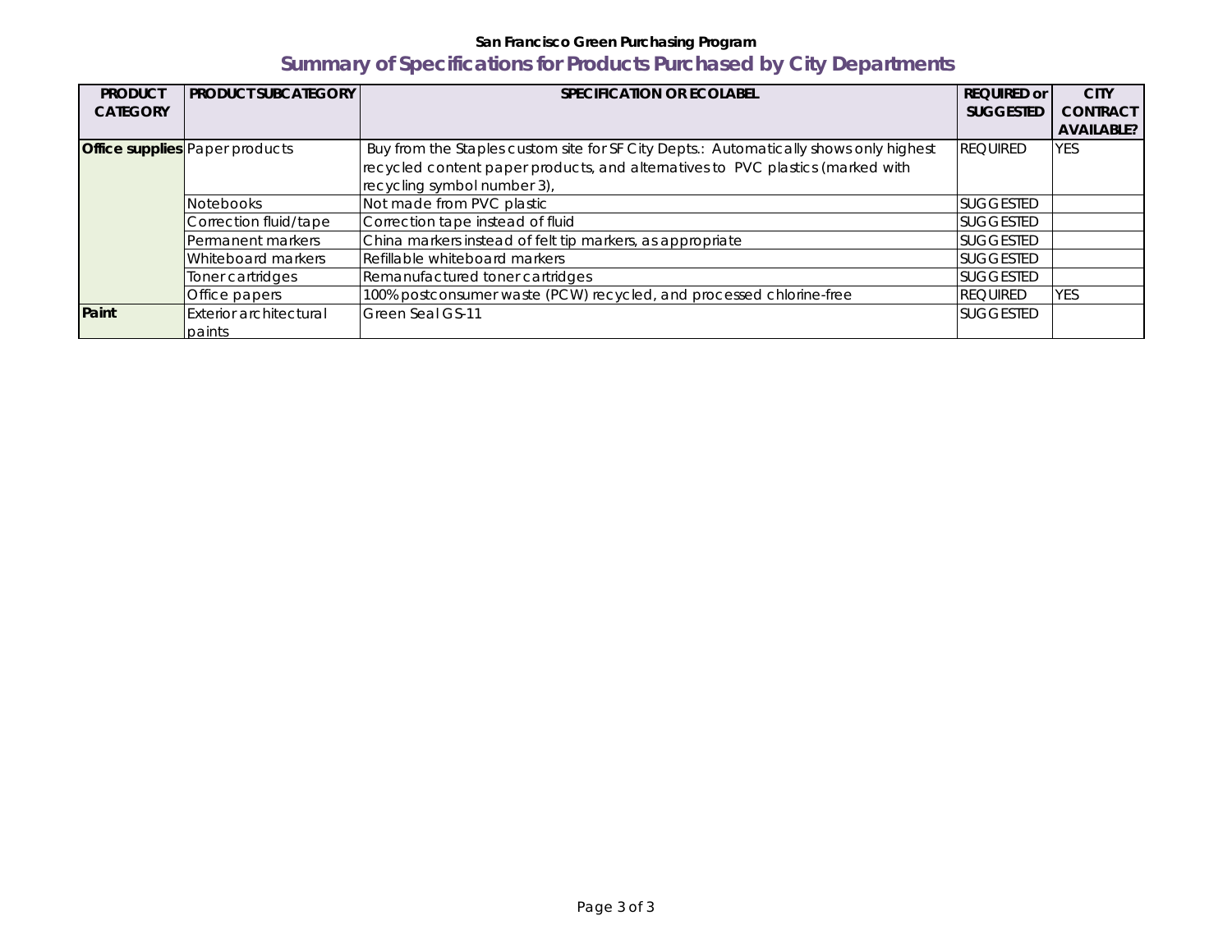**San Francisco Green Purchasing Program**

## Summary of Specifications for Products Purchased by City Departments

| PRODUCT CATEGORY | PRODUCT SUBCATEGORY | SPECIFICATION OR ECOLABEL | REQUIRED or SUGGESTED | CITY CONTRACT AVAILABLE? |
|---|---|---|---|---|
| **Office supplies** | Paper products | Buy from the Staples custom site for SF City Depts.: Automatically shows only highest recycled content paper products, and alternatives to PVC plastics (marked with recycling symbol number 3), | REQUIRED | YES |
| | Notebooks | Not made from PVC plastic | SUGGESTED | |
| | Correction fluid/tape | Correction tape instead of fluid | SUGGESTED | |
| | Permanent markers | China markers instead of felt tip markers, as appropriate | SUGGESTED | |
| | Whiteboard markers | Refillable whiteboard markers | SUGGESTED | |
| | Toner cartridges | Remanufactured toner cartridges | SUGGESTED | |
| | Office papers | 100% postconsumer waste (PCW) recycled, and processed chlorine-free | REQUIRED | YES |
| **Paint** | Exterior architectural paints | Green Seal GS-11 | SUGGESTED | |